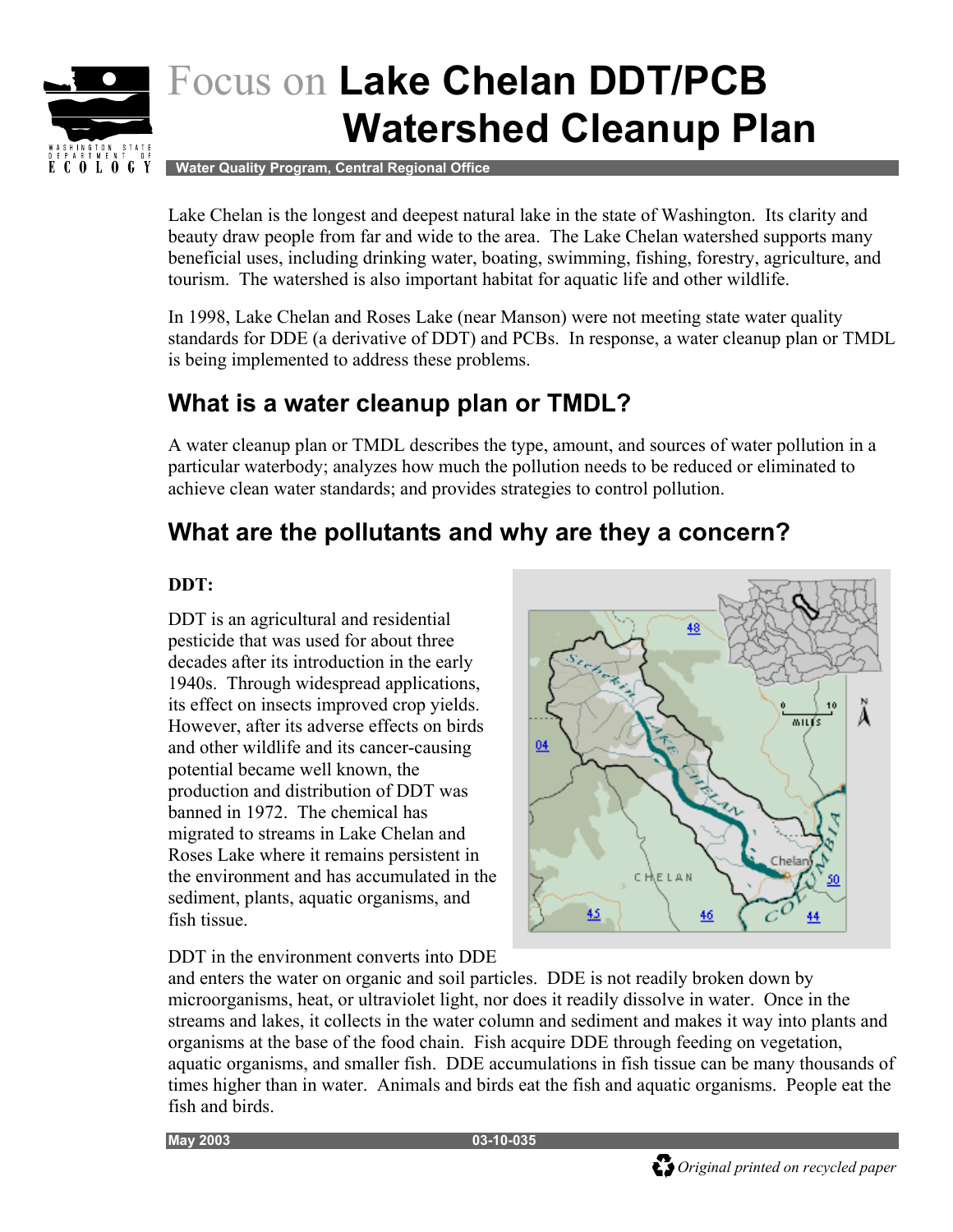# Focus on **Lake Chelan DDT/PCB Watershed Cleanup Plan**

**Water Quality Program, Central Regional Office**

Lake Chelan is the longest and deepest natural lake in the state of Washington. Its clarity and beauty draw people from far and wide to the area. The Lake Chelan watershed supports many beneficial uses, including drinking water, boating, swimming, fishing, forestry, agriculture, and tourism. The watershed is also important habitat for aquatic life and other wildlife.

In 1998, Lake Chelan and Roses Lake (near Manson) were not meeting state water quality standards for DDE (a derivative of DDT) and PCBs. In response, a water cleanup plan or TMDL is being implemented to address these problems.

## What is a water cleanup plan or TMDL?

A water cleanup plan or TMDL describes the type, amount, and sources of water pollution in a particular waterbody; analyzes how much the pollution needs to be reduced or eliminated to achieve clean water standards; and provides strategies to control pollution.

## What are the pollutants and why are they a concern?

**DDT:**

DDT is an agricultural and residential pesticide that was used for about three decades after its introduction in the early 1940s. Through widespread applications, its effect on insects improved crop yields. However, after its adverse effects on birds and other wildlife and its cancer-causing potential became well known, the production and distribution of DDT was banned in 1972. The chemical has migrated to streams in Lake Chelan and Roses Lake where it remains persistent in the environment and has accumulated in the sediment, plants, aquatic organisms, and fish tissue.

DDT in the environment converts into DDE and enters the water on organic and soil particles. DDE is not readily broken down by microorganisms, heat, or ultraviolet light, nor does it readily dissolve in water. Once in the streams and lakes, it collects in the water column and sediment and makes it way into plants and organisms at the base of the food chain. Fish acquire DDE through feeding on vegetation, aquatic organisms, and smaller fish. DDE accumulations in fish tissue can be many thousands of times higher than in water. Animals and birds eat the fish and aquatic organisms. People eat the fish and birds.

May 2003 03-10-035

*Original printed on recycled paper*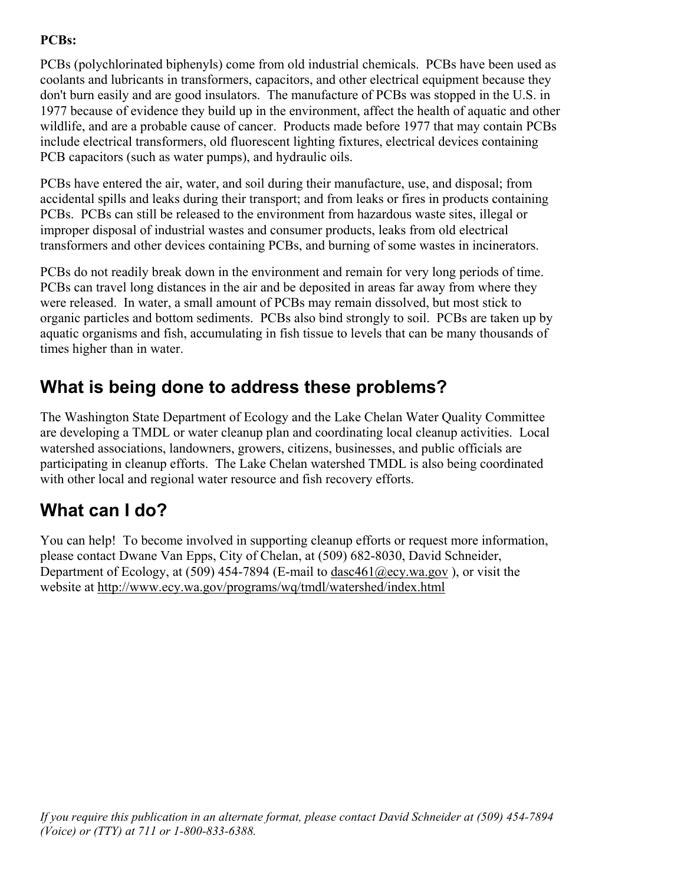**PCBs:**

PCBs (polychlorinated biphenyls) come from old industrial chemicals. PCBs have been used as coolants and lubricants in transformers, capacitors, and other electrical equipment because they don't burn easily and are good insulators. The manufacture of PCBs was stopped in the U.S. in 1977 because of evidence they build up in the environment, affect the health of aquatic and other wildlife, and are a probable cause of cancer. Products made before 1977 that may contain PCBs include electrical transformers, old fluorescent lighting fixtures, electrical devices containing PCB capacitors (such as water pumps), and hydraulic oils.

PCBs have entered the air, water, and soil during their manufacture, use, and disposal; from accidental spills and leaks during their transport; and from leaks or fires in products containing PCBs. PCBs can still be released to the environment from hazardous waste sites, illegal or improper disposal of industrial wastes and consumer products, leaks from old electrical transformers and other devices containing PCBs, and burning of some wastes in incinerators.

PCBs do not readily break down in the environment and remain for very long periods of time. PCBs can travel long distances in the air and be deposited in areas far away from where they were released. In water, a small amount of PCBs may remain dissolved, but most stick to organic particles and bottom sediments. PCBs also bind strongly to soil. PCBs are taken up by aquatic organisms and fish, accumulating in fish tissue to levels that can be many thousands of times higher than in water.

## What is being done to address these problems?

The Washington State Department of Ecology and the Lake Chelan Water Quality Committee are developing a TMDL or water cleanup plan and coordinating local cleanup activities. Local watershed associations, landowners, growers, citizens, businesses, and public officials are participating in cleanup efforts. The Lake Chelan watershed TMDL is also being coordinated with other local and regional water resource and fish recovery efforts.

## What can I do?

You can help! To become involved in supporting cleanup efforts or request more information, please contact Dwane Van Epps, City of Chelan, at (509) 682-8030, David Schneider, Department of Ecology, at (509) 454-7894 (E-mail to dasc461@ecy.wa.gov ), or visit the website at http://www.ecy.wa.gov/programs/wq/tmdl/watershed/index.html

*If you require this publication in an alternate format, please contact David Schneider at (509) 454-7894 (Voice) or (TTY) at 711 or 1-800-833-6388.*